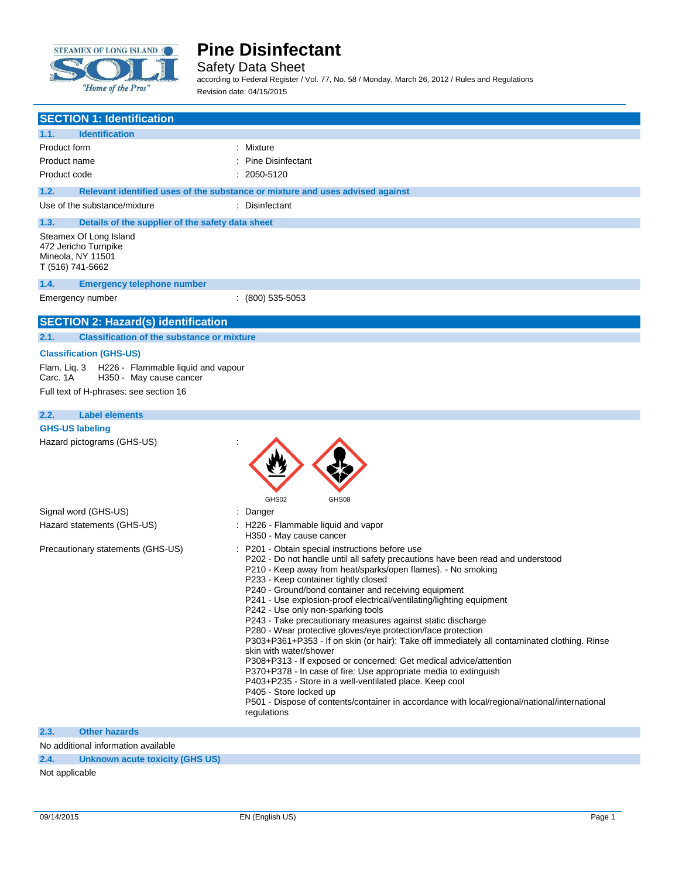# Pine Disinfectant

Safety Data Sheet

according to Federal Register / Vol. 77, No. 58 / Monday, March 26, 2012 / Rules and Regulations

Revision date: 04/15/2015

## SECTION 1: Identification

### 1.1. Identification

| | |
|---|---|
| Product form | : Mixture |
| Product name | : Pine Disinfectant |
| Product code | : 2050-5120 |

### 1.2. Relevant identified uses of the substance or mixture and uses advised against

| | |
|---|---|
| Use of the substance/mixture | : Disinfectant |

### 1.3. Details of the supplier of the safety data sheet

Steamex Of Long Island
472 Jericho Turnpike
Mineola, NY 11501
T (516) 741-5662

### 1.4. Emergency telephone number

| | |
|---|---|
| Emergency number | : (800) 535-5053 |

## SECTION 2: Hazard(s) identification

### 2.1. Classification of the substance or mixture

**Classification (GHS-US)**

Flam. Liq. 3 H226 - Flammable liquid and vapour
Carc. 1A H350 - May cause cancer

Full text of H-phrases: see section 16

### 2.2. Label elements

**GHS-US labeling**

Hazard pictograms (GHS-US) :

GHS02 GHS08

Signal word (GHS-US) : Danger

Hazard statements (GHS-US) :
- H226 - Flammable liquid and vapor
- H350 - May cause cancer

Precautionary statements (GHS-US) :
- P201 - Obtain special instructions before use
- P202 - Do not handle until all safety precautions have been read and understood
- P210 - Keep away from heat/sparks/open flames}. - No smoking
- P233 - Keep container tightly closed
- P240 - Ground/bond container and receiving equipment
- P241 - Use explosion-proof electrical/ventilating/lighting equipment
- P242 - Use only non-sparking tools
- P243 - Take precautionary measures against static discharge
- P280 - Wear protective gloves/eye protection/face protection
- P303+P361+P353 - If on skin (or hair): Take off immediately all contaminated clothing. Rinse skin with water/shower
- P308+P313 - If exposed or concerned: Get medical advice/attention
- P370+P378 - In case of fire: Use appropriate media to extinguish
- P403+P235 - Store in a well-ventilated place. Keep cool
- P405 - Store locked up
- P501 - Dispose of contents/container in accordance with local/regional/national/international regulations

### 2.3. Other hazards

No additional information available

### 2.4. Unknown acute toxicity (GHS US)

Not applicable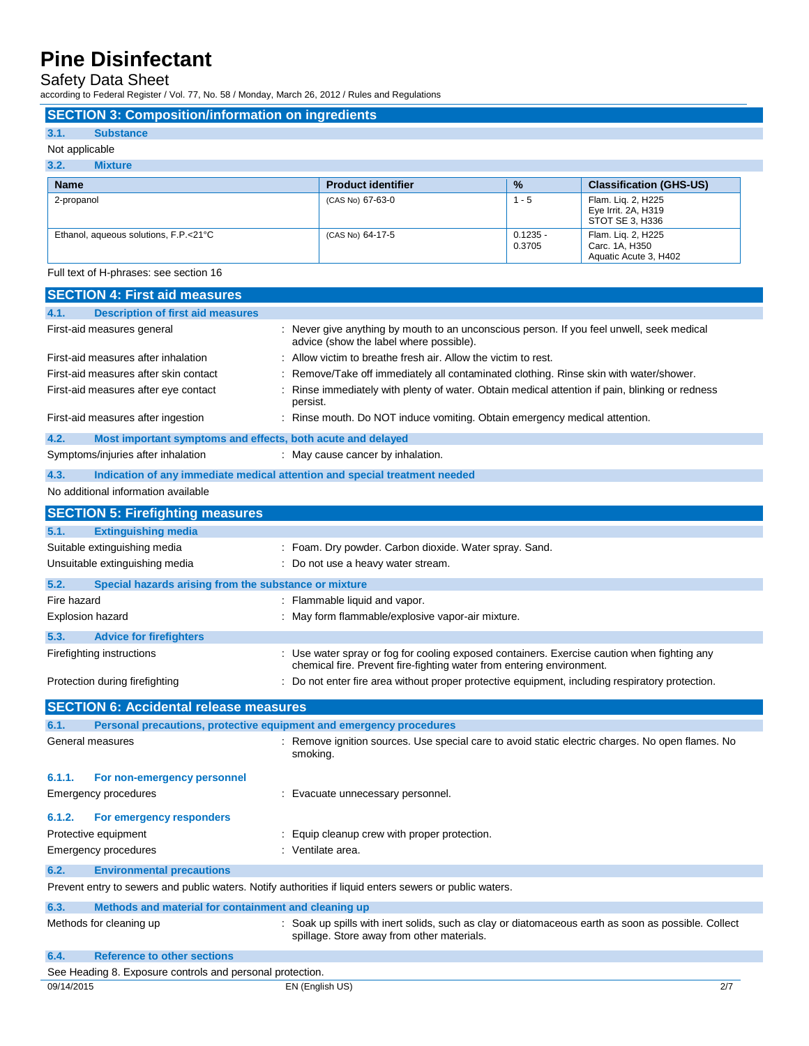## SECTION 3: Composition/information on ingredients

### 3.1. Substance

Not applicable

### 3.2. Mixture

| Name | Product identifier | % | Classification (GHS-US) |
|---|---|---|---|
| 2-propanol | (CAS No) 67-63-0 | 1 - 5 | Flam. Liq. 2, H225<br>Eye Irrit. 2A, H319<br>STOT SE 3, H336 |
| Ethanol, aqueous solutions, F.P.<21°C | (CAS No) 64-17-5 | 0.1235 - 0.3705 | Flam. Liq. 2, H225<br>Carc. 1A, H350<br>Aquatic Acute 3, H402 |

Full text of H-phrases: see section 16

## SECTION 4: First aid measures

### 4.1. Description of first aid measures

First-aid measures general : Never give anything by mouth to an unconscious person. If you feel unwell, seek medical advice (show the label where possible).

First-aid measures after inhalation : Allow victim to breathe fresh air. Allow the victim to rest.

First-aid measures after skin contact : Remove/Take off immediately all contaminated clothing. Rinse skin with water/shower.

First-aid measures after eye contact : Rinse immediately with plenty of water. Obtain medical attention if pain, blinking or redness persist.

First-aid measures after ingestion : Rinse mouth. Do NOT induce vomiting. Obtain emergency medical attention.

### 4.2. Most important symptoms and effects, both acute and delayed

Symptoms/injuries after inhalation : May cause cancer by inhalation.

### 4.3. Indication of any immediate medical attention and special treatment needed

No additional information available

## SECTION 5: Firefighting measures

### 5.1. Extinguishing media

Suitable extinguishing media : Foam. Dry powder. Carbon dioxide. Water spray. Sand.

Unsuitable extinguishing media : Do not use a heavy water stream.

### 5.2. Special hazards arising from the substance or mixture

Fire hazard : Flammable liquid and vapor.

Explosion hazard : May form flammable/explosive vapor-air mixture.

### 5.3. Advice for firefighters

Firefighting instructions : Use water spray or fog for cooling exposed containers. Exercise caution when fighting any chemical fire. Prevent fire-fighting water from entering environment.

Protection during firefighting : Do not enter fire area without proper protective equipment, including respiratory protection.

## SECTION 6: Accidental release measures

### 6.1. Personal precautions, protective equipment and emergency procedures

General measures : Remove ignition sources. Use special care to avoid static electric charges. No open flames. No smoking.

#### 6.1.1. For non-emergency personnel

Emergency procedures : Evacuate unnecessary personnel.

#### 6.1.2. For emergency responders

Protective equipment : Equip cleanup crew with proper protection.

Emergency procedures : Ventilate area.

### 6.2. Environmental precautions

Prevent entry to sewers and public waters. Notify authorities if liquid enters sewers or public waters.

### 6.3. Methods and material for containment and cleaning up

Methods for cleaning up : Soak up spills with inert solids, such as clay or diatomaceous earth as soon as possible. Collect spillage. Store away from other materials.

### 6.4. Reference to other sections

See Heading 8. Exposure controls and personal protection.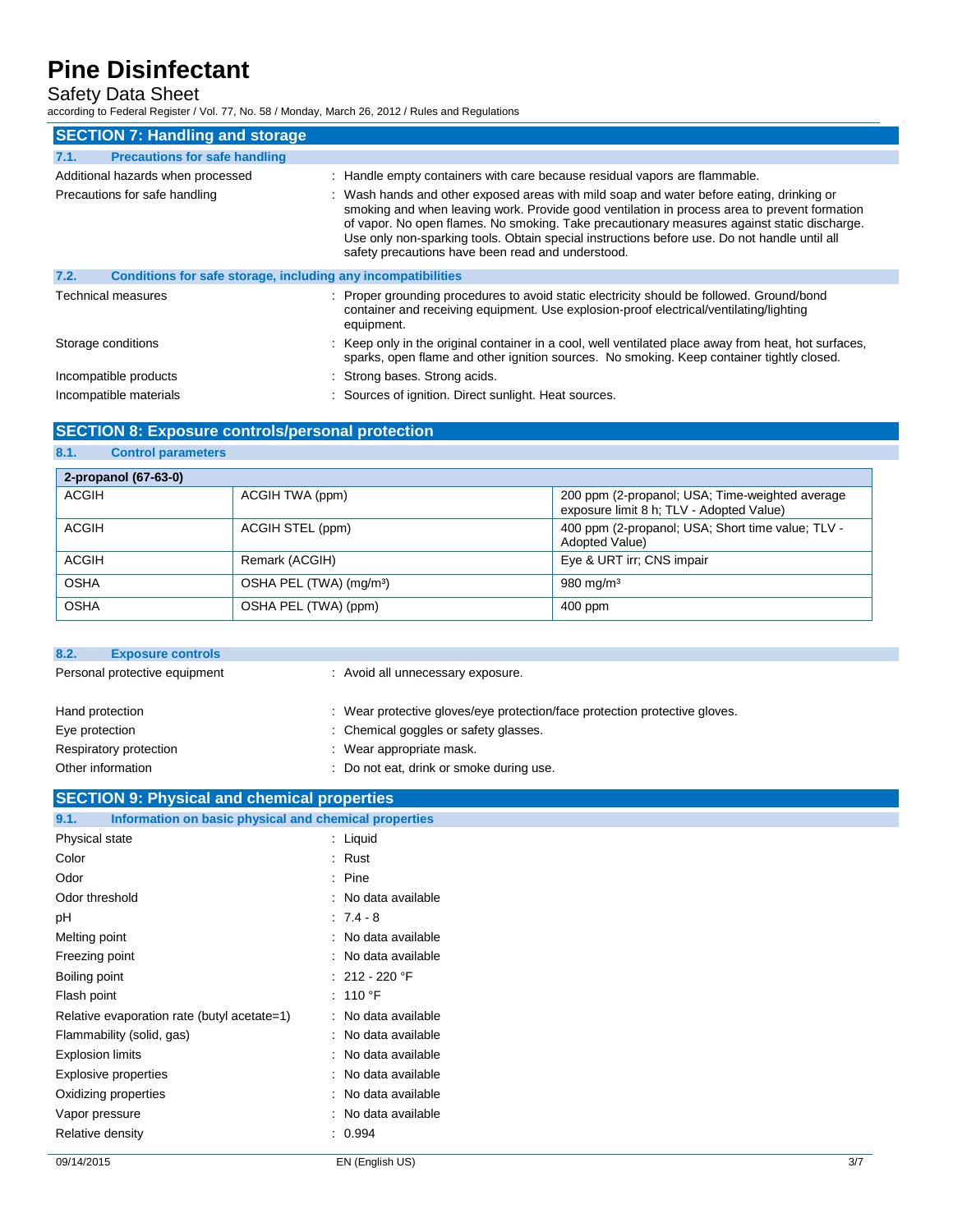## SECTION 7: Handling and storage

### 7.1. Precautions for safe handling

Additional hazards when processed : Handle empty containers with care because residual vapors are flammable.

Precautions for safe handling : Wash hands and other exposed areas with mild soap and water before eating, drinking or smoking and when leaving work. Provide good ventilation in process area to prevent formation of vapor. No open flames. No smoking. Take precautionary measures against static discharge. Use only non-sparking tools. Obtain special instructions before use. Do not handle until all safety precautions have been read and understood.

### 7.2. Conditions for safe storage, including any incompatibilities

Technical measures : Proper grounding procedures to avoid static electricity should be followed. Ground/bond container and receiving equipment. Use explosion-proof electrical/ventilating/lighting equipment.

Storage conditions : Keep only in the original container in a cool, well ventilated place away from heat, hot surfaces, sparks, open flame and other ignition sources. No smoking. Keep container tightly closed.

Incompatible products : Strong bases. Strong acids.

Incompatible materials : Sources of ignition. Direct sunlight. Heat sources.

## SECTION 8: Exposure controls/personal protection

### 8.1. Control parameters

| 2-propanol (67-63-0) | | |
|---|---|---|
| ACGIH | ACGIH TWA (ppm) | 200 ppm (2-propanol; USA; Time-weighted average exposure limit 8 h; TLV - Adopted Value) |
| ACGIH | ACGIH STEL (ppm) | 400 ppm (2-propanol; USA; Short time value; TLV - Adopted Value) |
| ACGIH | Remark (ACGIH) | Eye & URT irr; CNS impair |
| OSHA | OSHA PEL (TWA) (mg/m³) | 980 mg/m³ |
| OSHA | OSHA PEL (TWA) (ppm) | 400 ppm |

### 8.2. Exposure controls

Personal protective equipment : Avoid all unnecessary exposure.

Hand protection : Wear protective gloves/eye protection/face protection protective gloves.

Eye protection : Chemical goggles or safety glasses.

Respiratory protection : Wear appropriate mask.

Other information : Do not eat, drink or smoke during use.

## SECTION 9: Physical and chemical properties

### 9.1. Information on basic physical and chemical properties

Physical state : Liquid

Color : Rust

Odor : Pine

Odor threshold : No data available

pH : 7.4 - 8

Melting point : No data available

Freezing point : No data available

Boiling point : 212 - 220 °F

Flash point : 110 °F

Relative evaporation rate (butyl acetate=1) : No data available

Flammability (solid, gas) : No data available

Explosion limits : No data available

Explosive properties : No data available

Oxidizing properties : No data available

Vapor pressure : No data available

Relative density : 0.994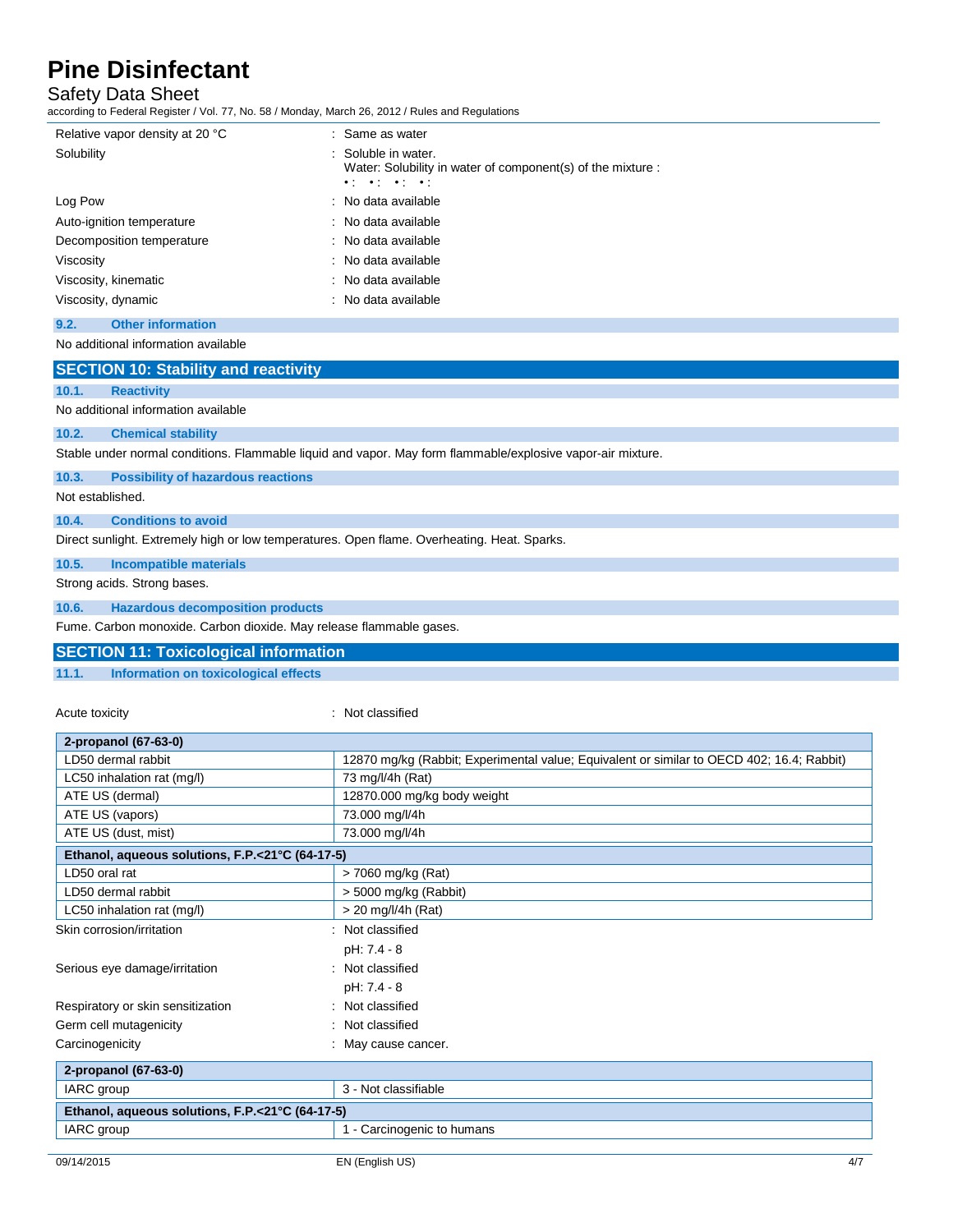| | |
|---|---|
| Relative vapor density at 20 °C | : Same as water |
| Solubility | : Soluble in water.<br>Water: Solubility in water of component(s) of the mixture :<br>• : • : • : • : |
| Log Pow | : No data available |
| Auto-ignition temperature | : No data available |
| Decomposition temperature | : No data available |
| Viscosity | : No data available |
| Viscosity, kinematic | : No data available |
| Viscosity, dynamic | : No data available |

### 9.2. Other information

No additional information available

## SECTION 10: Stability and reactivity

### 10.1. Reactivity

No additional information available

### 10.2. Chemical stability

Stable under normal conditions. Flammable liquid and vapor. May form flammable/explosive vapor-air mixture.

### 10.3. Possibility of hazardous reactions

Not established.

### 10.4. Conditions to avoid

Direct sunlight. Extremely high or low temperatures. Open flame. Overheating. Heat. Sparks.

### 10.5. Incompatible materials

Strong acids. Strong bases.

### 10.6. Hazardous decomposition products

Fume. Carbon monoxide. Carbon dioxide. May release flammable gases.

## SECTION 11: Toxicological information

### 11.1. Information on toxicological effects

Acute toxicity : Not classified

| 2-propanol (67-63-0) | |
|---|---|
| LD50 dermal rabbit | 12870 mg/kg (Rabbit; Experimental value; Equivalent or similar to OECD 402; 16.4; Rabbit) |
| LC50 inhalation rat (mg/l) | 73 mg/l/4h (Rat) |
| ATE US (dermal) | 12870.000 mg/kg body weight |
| ATE US (vapors) | 73.000 mg/l/4h |
| ATE US (dust, mist) | 73.000 mg/l/4h |
| **Ethanol, aqueous solutions, F.P.<21°C (64-17-5)** | |
| LD50 oral rat | > 7060 mg/kg (Rat) |
| LD50 dermal rabbit | > 5000 mg/kg (Rabbit) |
| LC50 inhalation rat (mg/l) | > 20 mg/l/4h (Rat) |

| | |
|---|---|
| Skin corrosion/irritation | : Not classified<br>pH: 7.4 - 8 |
| Serious eye damage/irritation | : Not classified<br>pH: 7.4 - 8 |
| Respiratory or skin sensitization | : Not classified |
| Germ cell mutagenicity | : Not classified |
| Carcinogenicity | : May cause cancer. |

| 2-propanol (67-63-0) | |
|---|---|
| IARC group | 3 - Not classifiable |
| **Ethanol, aqueous solutions, F.P.<21°C (64-17-5)** | |
| IARC group | 1 - Carcinogenic to humans |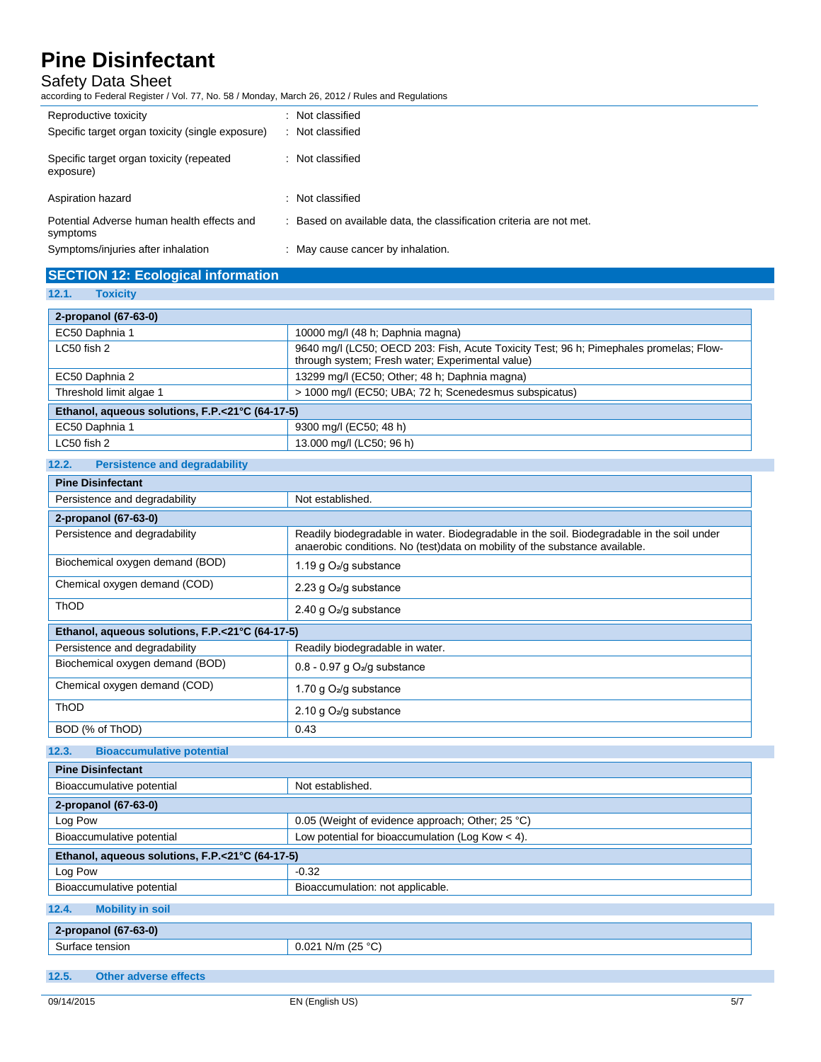| | |
|---|---|
| Reproductive toxicity | : Not classified |
| Specific target organ toxicity (single exposure) | : Not classified |
| Specific target organ toxicity (repeated exposure) | : Not classified |
| Aspiration hazard | : Not classified |
| Potential Adverse human health effects and symptoms | : Based on available data, the classification criteria are not met. |
| Symptoms/injuries after inhalation | : May cause cancer by inhalation. |

## SECTION 12: Ecological information

### 12.1. Toxicity

| 2-propanol (67-63-0) | |
|---|---|
| EC50 Daphnia 1 | 10000 mg/l (48 h; Daphnia magna) |
| LC50 fish 2 | 9640 mg/l (LC50; OECD 203: Fish, Acute Toxicity Test; 96 h; Pimephales promelas; Flow-through system; Fresh water; Experimental value) |
| EC50 Daphnia 2 | 13299 mg/l (EC50; Other; 48 h; Daphnia magna) |
| Threshold limit algae 1 | > 1000 mg/l (EC50; UBA; 72 h; Scenedesmus subspicatus) |

| Ethanol, aqueous solutions, F.P.<21°C (64-17-5) | |
|---|---|
| EC50 Daphnia 1 | 9300 mg/l (EC50; 48 h) |
| LC50 fish 2 | 13.000 mg/l (LC50; 96 h) |

### 12.2. Persistence and degradability

| Pine Disinfectant | |
|---|---|
| Persistence and degradability | Not established. |

| 2-propanol (67-63-0) | |
|---|---|
| Persistence and degradability | Readily biodegradable in water. Biodegradable in the soil. Biodegradable in the soil under anaerobic conditions. No (test)data on mobility of the substance available. |
| Biochemical oxygen demand (BOD) | 1.19 g $O_2$/g substance |
| Chemical oxygen demand (COD) | 2.23 g $O_2$/g substance |
| ThOD | 2.40 g $O_2$/g substance |

| Ethanol, aqueous solutions, F.P.<21°C (64-17-5) | |
|---|---|
| Persistence and degradability | Readily biodegradable in water. |
| Biochemical oxygen demand (BOD) | 0.8 - 0.97 g $O_2$/g substance |
| Chemical oxygen demand (COD) | 1.70 g $O_2$/g substance |
| ThOD | 2.10 g $O_2$/g substance |
| BOD (% of ThOD) | 0.43 |

### 12.3. Bioaccumulative potential

| Pine Disinfectant | |
|---|---|
| Bioaccumulative potential | Not established. |

| 2-propanol (67-63-0) | |
|---|---|
| Log Pow | 0.05 (Weight of evidence approach; Other; 25 °C) |
| Bioaccumulative potential | Low potential for bioaccumulation (Log Kow < 4). |

| Ethanol, aqueous solutions, F.P.<21°C (64-17-5) | |
|---|---|
| Log Pow | -0.32 |
| Bioaccumulative potential | Bioaccumulation: not applicable. |

### 12.4. Mobility in soil

| 2-propanol (67-63-0) | |
|---|---|
| Surface tension | 0.021 N/m (25 °C) |

### 12.5. Other adverse effects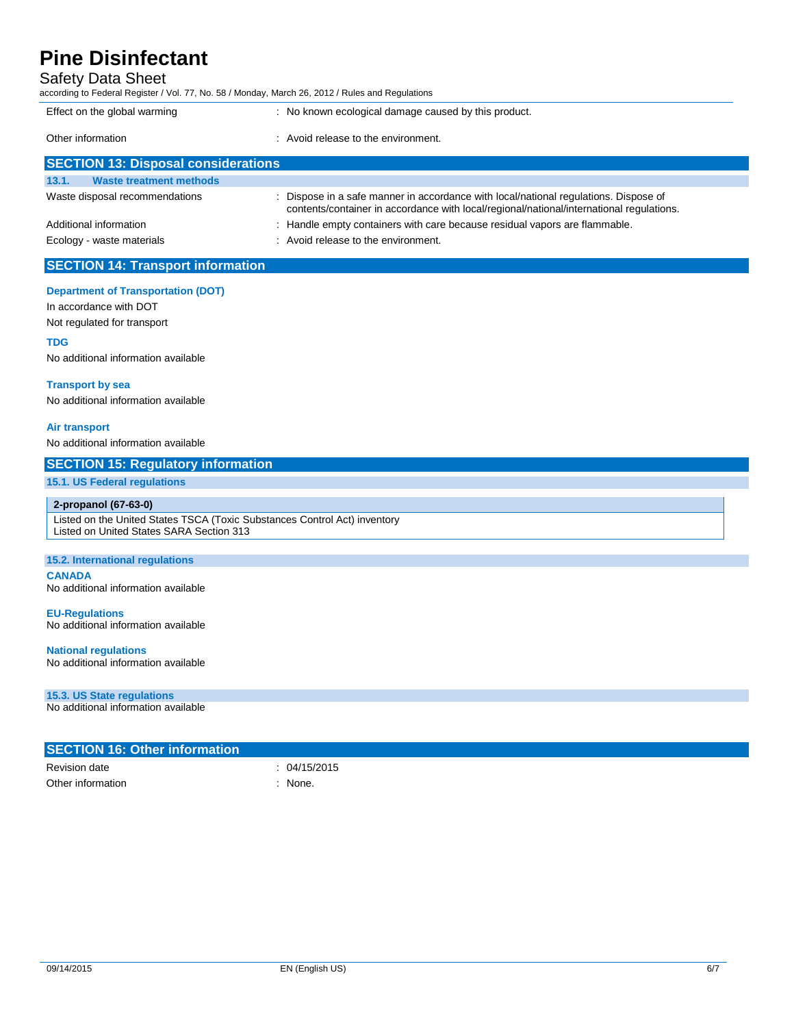| | |
|---|---|
| Effect on the global warming | : No known ecological damage caused by this product. |
| Other information | : Avoid release to the environment. |

## SECTION 13: Disposal considerations

### 13.1. Waste treatment methods

| | |
|---|---|
| Waste disposal recommendations | : Dispose in a safe manner in accordance with local/national regulations. Dispose of contents/container in accordance with local/regional/national/international regulations. |
| Additional information | : Handle empty containers with care because residual vapors are flammable. |
| Ecology - waste materials | : Avoid release to the environment. |

## SECTION 14: Transport information

**Department of Transportation (DOT)**

In accordance with DOT

Not regulated for transport

**TDG**

No additional information available

**Transport by sea**

No additional information available

**Air transport**

No additional information available

## SECTION 15: Regulatory information

### 15.1. US Federal regulations

| 2-propanol (67-63-0) |
|---|
| Listed on the United States TSCA (Toxic Substances Control Act) inventory<br>Listed on United States SARA Section 313 |

### 15.2. International regulations

**CANADA**

No additional information available

**EU-Regulations**

No additional information available

**National regulations**

No additional information available

### 15.3. US State regulations

No additional information available

## SECTION 16: Other information

| | |
|---|---|
| Revision date | : 04/15/2015 |
| Other information | : None. |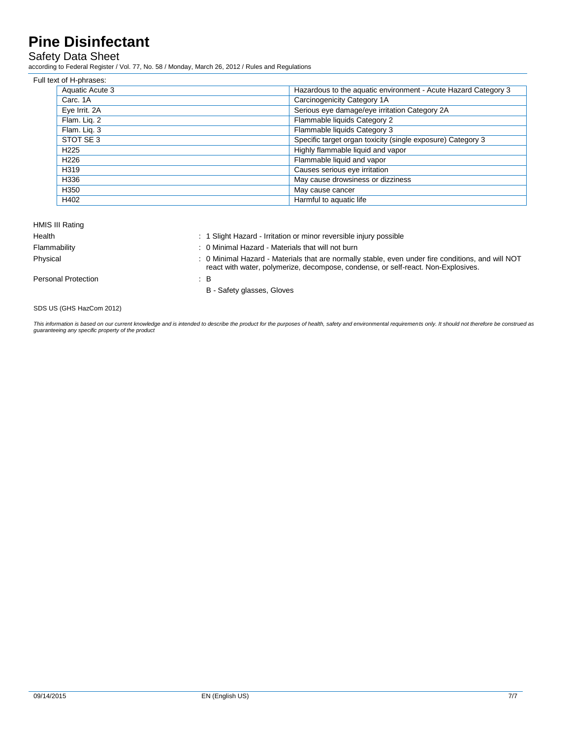Full text of H-phrases:

| | |
|---|---|
| Aquatic Acute 3 | Hazardous to the aquatic environment - Acute Hazard Category 3 |
| Carc. 1A | Carcinogenicity Category 1A |
| Eye Irrit. 2A | Serious eye damage/eye irritation Category 2A |
| Flam. Liq. 2 | Flammable liquids Category 2 |
| Flam. Liq. 3 | Flammable liquids Category 3 |
| STOT SE 3 | Specific target organ toxicity (single exposure) Category 3 |
| H225 | Highly flammable liquid and vapor |
| H226 | Flammable liquid and vapor |
| H319 | Causes serious eye irritation |
| H336 | May cause drowsiness or dizziness |
| H350 | May cause cancer |
| H402 | Harmful to aquatic life |

HMIS III Rating

Health : 1 Slight Hazard - Irritation or minor reversible injury possible

Flammability : 0 Minimal Hazard - Materials that will not burn

Physical : 0 Minimal Hazard - Materials that are normally stable, even under fire conditions, and will NOT react with water, polymerize, decompose, condense, or self-react. Non-Explosives.

Personal Protection : B

B - Safety glasses, Gloves

SDS US (GHS HazCom 2012)

*This information is based on our current knowledge and is intended to describe the product for the purposes of health, safety and environmental requirements only. It should not therefore be construed as guaranteeing any specific property of the product*